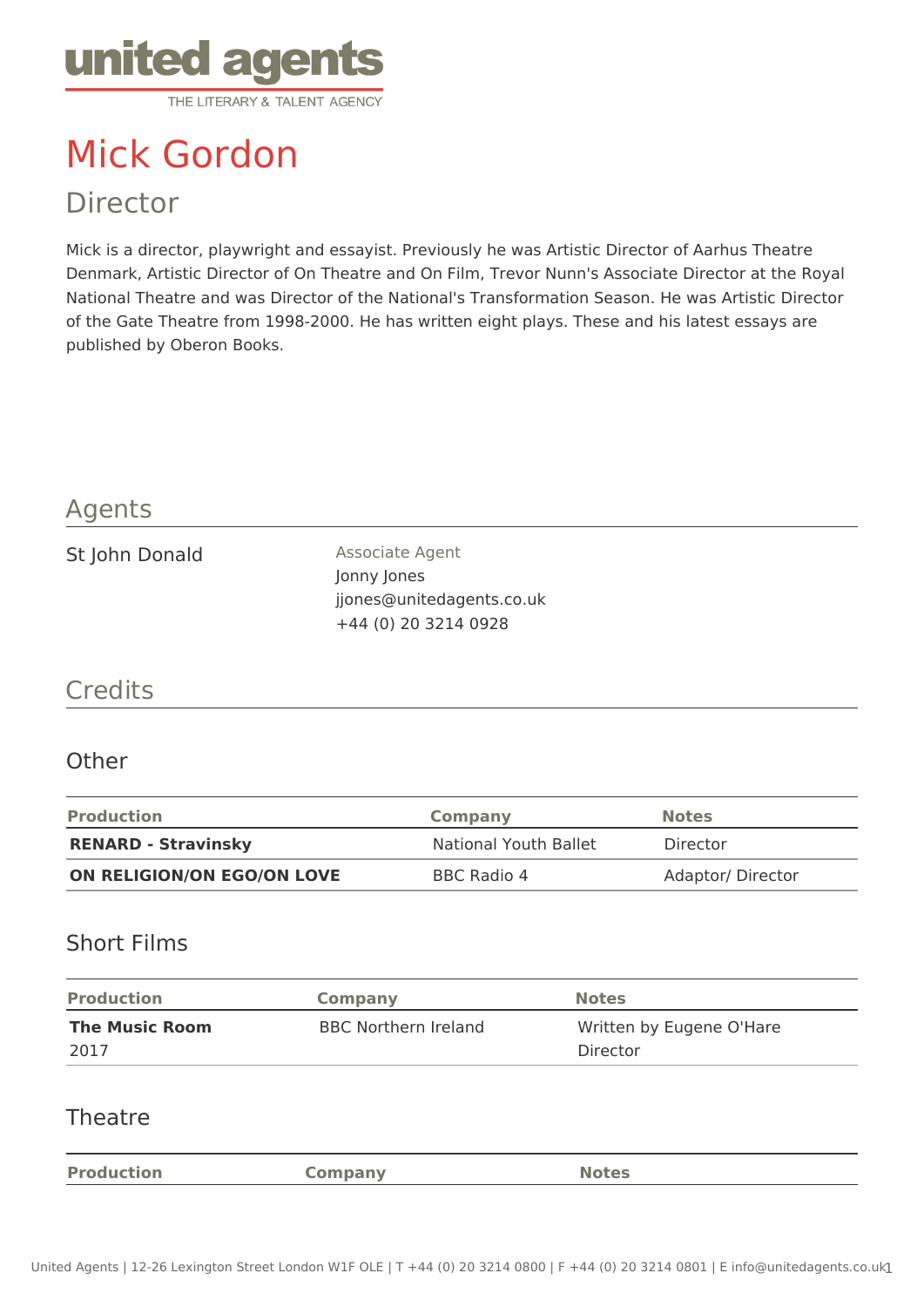united agents

THE LITERARY & TALENT AGENCY

# Mick Gordon

## Director

Mick is a director, playwright and essayist. Previously he was Artistic Director of Aarhus Theatre Denmark, Artistic Director of On Theatre and On Film, Trevor Nunn's Associate Director at the Royal National Theatre and was Director of the National's Transformation Season. He was Artistic Director of the Gate Theatre from 1998-2000. He has written eight plays. These and his latest essays are published by Oberon Books.

## Agents

St John Donald

Associate Agent
Jonny Jones
jjones@unitedagents.co.uk
+44 (0) 20 3214 0928

## Credits

### Other

| Production | Company | Notes |
|---|---|---|
| **RENARD - Stravinsky** | National Youth Ballet | Director |
| **ON RELIGION/ON EGO/ON LOVE** | BBC Radio 4 | Adaptor/ Director |

### Short Films

| Production | Company | Notes |
|---|---|---|
| **The Music Room** 2017 | BBC Northern Ireland | Written by Eugene O'Hare Director |

### Theatre

| Production | Company | Notes |
|---|---|---|

United Agents | 12-26 Lexington Street London W1F OLE | T +44 (0) 20 3214 0800 | F +44 (0) 20 3214 0801 | E info@unitedagents.co.uk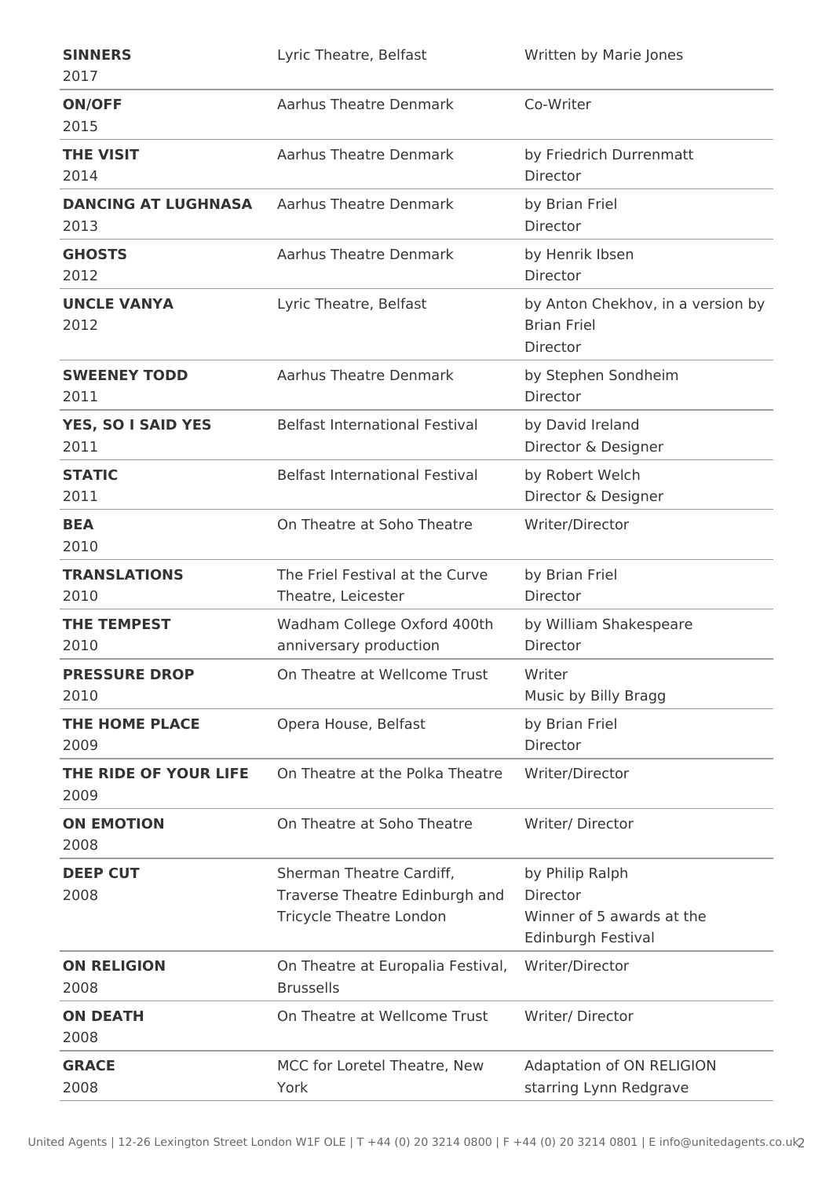| | | |
|---|---|---|
| **SINNERS**<br>2017 | Lyric Theatre, Belfast | Written by Marie Jones |
| **ON/OFF**<br>2015 | Aarhus Theatre Denmark | Co-Writer |
| **THE VISIT**<br>2014 | Aarhus Theatre Denmark | by Friedrich Durrenmatt<br>Director |
| **DANCING AT LUGHNASA**<br>2013 | Aarhus Theatre Denmark | by Brian Friel<br>Director |
| **GHOSTS**<br>2012 | Aarhus Theatre Denmark | by Henrik Ibsen<br>Director |
| **UNCLE VANYA**<br>2012 | Lyric Theatre, Belfast | by Anton Chekhov, in a version by Brian Friel<br>Director |
| **SWEENEY TODD**<br>2011 | Aarhus Theatre Denmark | by Stephen Sondheim<br>Director |
| **YES, SO I SAID YES**<br>2011 | Belfast International Festival | by David Ireland<br>Director & Designer |
| **STATIC**<br>2011 | Belfast International Festival | by Robert Welch<br>Director & Designer |
| **BEA**<br>2010 | On Theatre at Soho Theatre | Writer/Director |
| **TRANSLATIONS**<br>2010 | The Friel Festival at the Curve Theatre, Leicester | by Brian Friel<br>Director |
| **THE TEMPEST**<br>2010 | Wadham College Oxford 400th anniversary production | by William Shakespeare<br>Director |
| **PRESSURE DROP**<br>2010 | On Theatre at Wellcome Trust | Writer<br>Music by Billy Bragg |
| **THE HOME PLACE**<br>2009 | Opera House, Belfast | by Brian Friel<br>Director |
| **THE RIDE OF YOUR LIFE**<br>2009 | On Theatre at the Polka Theatre | Writer/Director |
| **ON EMOTION**<br>2008 | On Theatre at Soho Theatre | Writer/ Director |
| **DEEP CUT**<br>2008 | Sherman Theatre Cardiff, Traverse Theatre Edinburgh and Tricycle Theatre London | by Philip Ralph<br>Director<br>Winner of 5 awards at the Edinburgh Festival |
| **ON RELIGION**<br>2008 | On Theatre at Europalia Festival, Brussells | Writer/Director |
| **ON DEATH**<br>2008 | On Theatre at Wellcome Trust | Writer/ Director |
| **GRACE**<br>2008 | MCC for Loretel Theatre, New York | Adaptation of ON RELIGION starring Lynn Redgrave |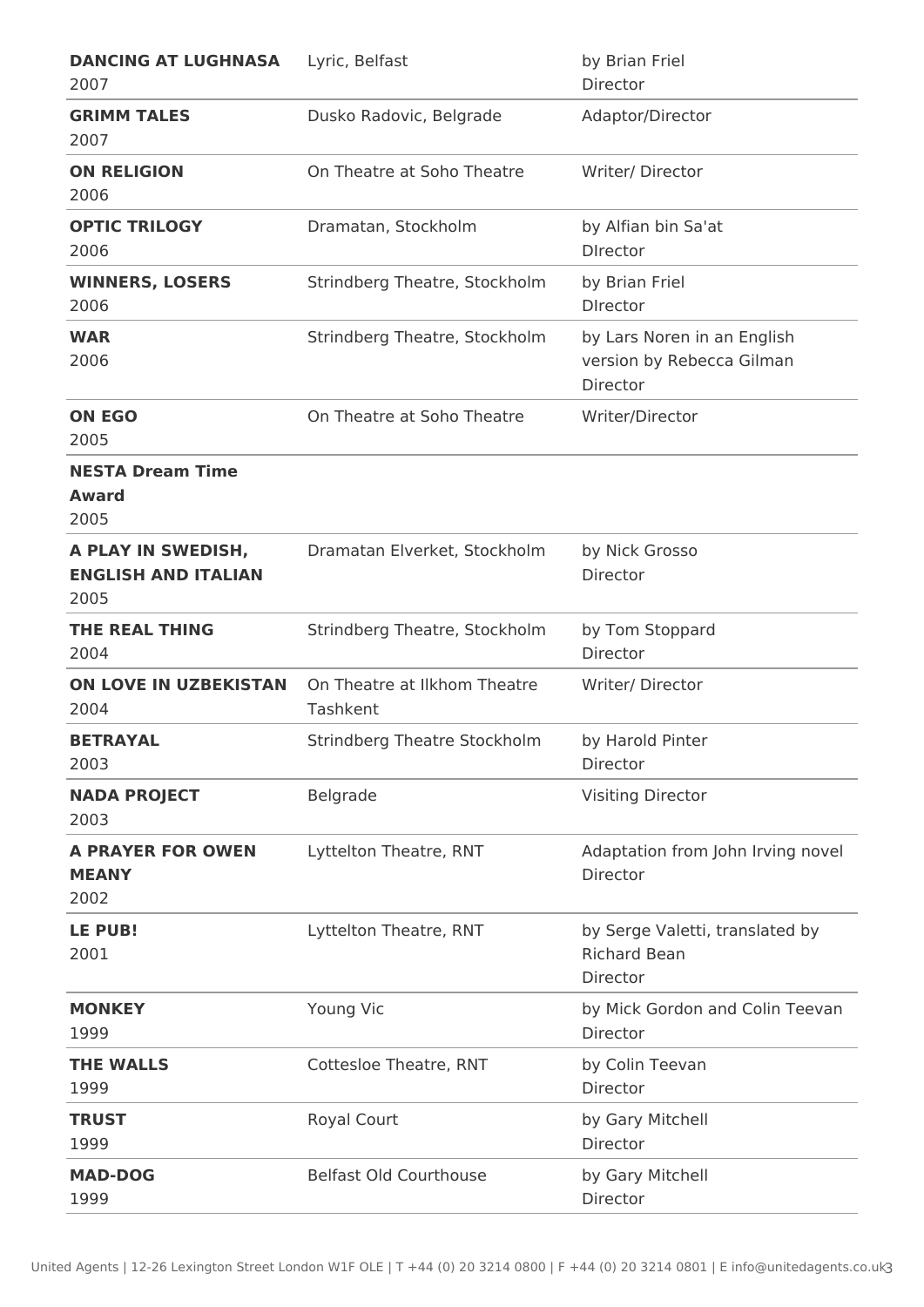| | | |
|---|---|---|
| **DANCING AT LUGHNASA** 2007 | Lyric, Belfast | by Brian Friel Director |
| **GRIMM TALES** 2007 | Dusko Radovic, Belgrade | Adaptor/Director |
| **ON RELIGION** 2006 | On Theatre at Soho Theatre | Writer/ Director |
| **OPTIC TRILOGY** 2006 | Dramatan, Stockholm | by Alfian bin Sa'at DIrector |
| **WINNERS, LOSERS** 2006 | Strindberg Theatre, Stockholm | by Brian Friel DIrector |
| **WAR** 2006 | Strindberg Theatre, Stockholm | by Lars Noren in an English version by Rebecca Gilman Director |
| **ON EGO** 2005 | On Theatre at Soho Theatre | Writer/Director |
| **NESTA Dream Time Award** 2005 | | |
| **A PLAY IN SWEDISH, ENGLISH AND ITALIAN** 2005 | Dramatan Elverket, Stockholm | by Nick Grosso Director |
| **THE REAL THING** 2004 | Strindberg Theatre, Stockholm | by Tom Stoppard Director |
| **ON LOVE IN UZBEKISTAN** 2004 | On Theatre at Ilkhom Theatre Tashkent | Writer/ Director |
| **BETRAYAL** 2003 | Strindberg Theatre Stockholm | by Harold Pinter Director |
| **NADA PROJECT** 2003 | Belgrade | Visiting Director |
| **A PRAYER FOR OWEN MEANY** 2002 | Lyttelton Theatre, RNT | Adaptation from John Irving novel Director |
| **LE PUB!** 2001 | Lyttelton Theatre, RNT | by Serge Valetti, translated by Richard Bean Director |
| **MONKEY** 1999 | Young Vic | by Mick Gordon and Colin Teevan Director |
| **THE WALLS** 1999 | Cottesloe Theatre, RNT | by Colin Teevan Director |
| **TRUST** 1999 | Royal Court | by Gary Mitchell Director |
| **MAD-DOG** 1999 | Belfast Old Courthouse | by Gary Mitchell Director |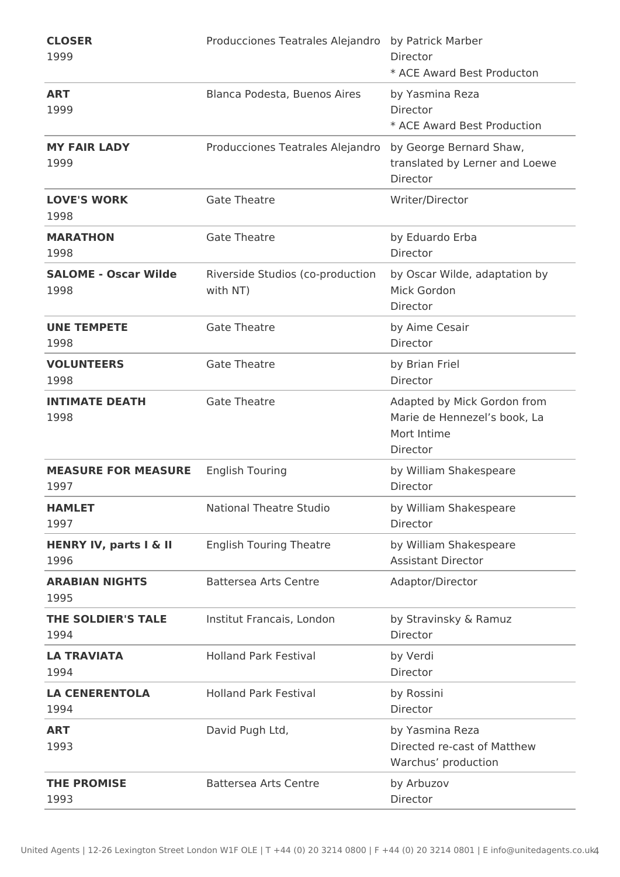| | | |
|---|---|---|
| **CLOSER**<br>1999 | Producciones Teatrales Alejandro | by Patrick Marber<br>Director<br>* ACE Award Best Producton |
| **ART**<br>1999 | Blanca Podesta, Buenos Aires | by Yasmina Reza<br>Director<br>* ACE Award Best Production |
| **MY FAIR LADY**<br>1999 | Producciones Teatrales Alejandro | by George Bernard Shaw, translated by Lerner and Loewe<br>Director |
| **LOVE'S WORK**<br>1998 | Gate Theatre | Writer/Director |
| **MARATHON**<br>1998 | Gate Theatre | by Eduardo Erba<br>Director |
| **SALOME - Oscar Wilde**<br>1998 | Riverside Studios (co-production with NT) | by Oscar Wilde, adaptation by Mick Gordon<br>Director |
| **UNE TEMPETE**<br>1998 | Gate Theatre | by Aime Cesair<br>Director |
| **VOLUNTEERS**<br>1998 | Gate Theatre | by Brian Friel<br>Director |
| **INTIMATE DEATH**<br>1998 | Gate Theatre | Adapted by Mick Gordon from Marie de Hennezel's book, La Mort Intime<br>Director |
| **MEASURE FOR MEASURE**<br>1997 | English Touring | by William Shakespeare<br>Director |
| **HAMLET**<br>1997 | National Theatre Studio | by William Shakespeare<br>Director |
| **HENRY IV, parts I & II**<br>1996 | English Touring Theatre | by William Shakespeare<br>Assistant Director |
| **ARABIAN NIGHTS**<br>1995 | Battersea Arts Centre | Adaptor/Director |
| **THE SOLDIER'S TALE**<br>1994 | Institut Francais, London | by Stravinsky & Ramuz<br>Director |
| **LA TRAVIATA**<br>1994 | Holland Park Festival | by Verdi<br>Director |
| **LA CENERENTOLA**<br>1994 | Holland Park Festival | by Rossini<br>Director |
| **ART**<br>1993 | David Pugh Ltd, | by Yasmina Reza<br>Directed re-cast of Matthew Warchus' production |
| **THE PROMISE**<br>1993 | Battersea Arts Centre | by Arbuzov<br>Director |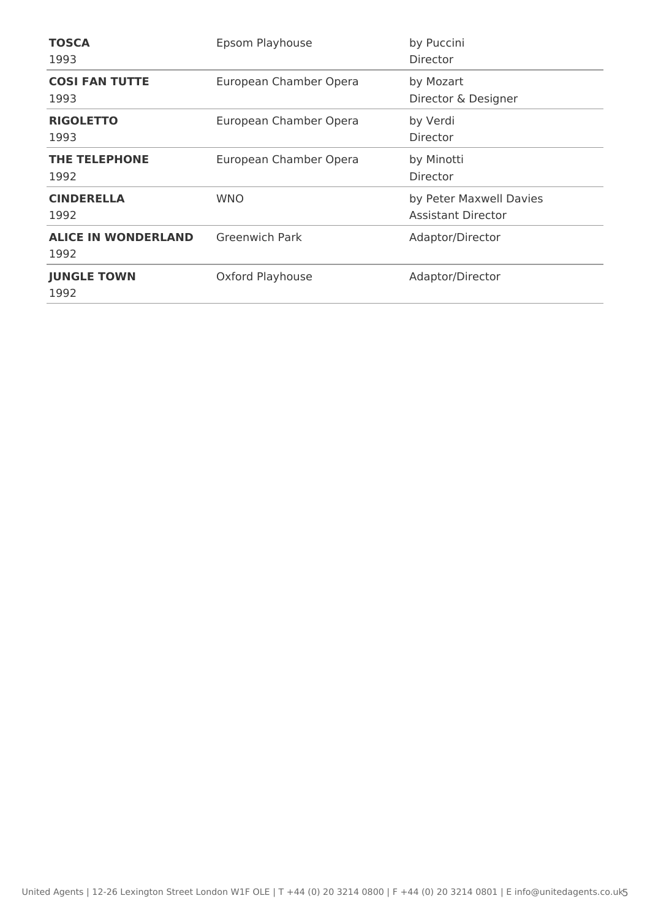| | | |
|---|---|---|
| **TOSCA**<br>1993 | Epsom Playhouse | by Puccini<br>Director |
| **COSI FAN TUTTE**<br>1993 | European Chamber Opera | by Mozart<br>Director & Designer |
| **RIGOLETTO**<br>1993 | European Chamber Opera | by Verdi<br>Director |
| **THE TELEPHONE**<br>1992 | European Chamber Opera | by Minotti<br>Director |
| **CINDERELLA**<br>1992 | WNO | by Peter Maxwell Davies<br>Assistant Director |
| **ALICE IN WONDERLAND**<br>1992 | Greenwich Park | Adaptor/Director |
| **JUNGLE TOWN**<br>1992 | Oxford Playhouse | Adaptor/Director |